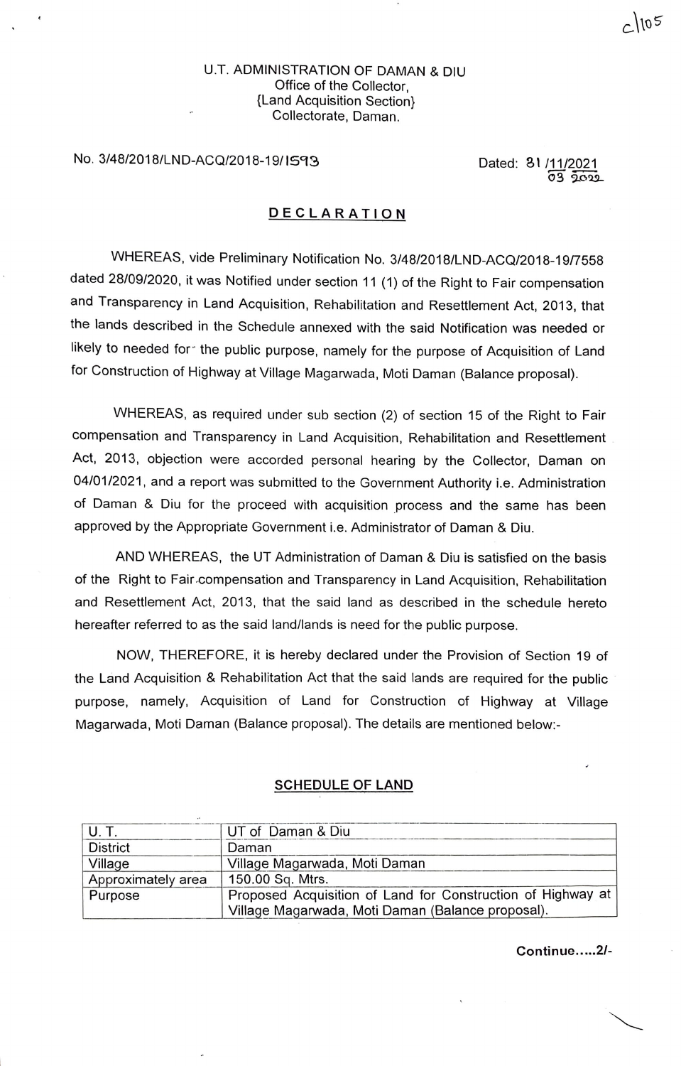U.T. ADMINISTRATION OF DAMAN & DIU
Office of the Collector,
{Land Acquisition Section}
Collectorate, Daman.

No. 3/48/2018/LND-ACQ/2018-19/1593 Dated: 31 /11/2021
03 2022

## DECLARATION

WHEREAS, vide Preliminary Notification No. 3/48/2018/LND-ACQ/2018-19/7558 dated 28/09/2020, it was Notified under section 11 (1) of the Right to Fair compensation and Transparency in Land Acquisition, Rehabilitation and Resettlement Act, 2013, that the lands described in the Schedule annexed with the said Notification was needed or likely to needed for the public purpose, namely for the purpose of Acquisition of Land for Construction of Highway at Village Magarwada, Moti Daman (Balance proposal).

WHEREAS, as required under sub section (2) of section 15 of the Right to Fair compensation and Transparency in Land Acquisition, Rehabilitation and Resettlement Act, 2013, objection were accorded personal hearing by the Collector, Daman on 04/01/2021, and a report was submitted to the Government Authority i.e. Administration of Daman & Diu for the proceed with acquisition process and the same has been approved by the Appropriate Government i.e. Administrator of Daman & Diu.

AND WHEREAS, the UT Administration of Daman & Diu is satisfied on the basis of the Right to Fair compensation and Transparency in Land Acquisition, Rehabilitation and Resettlement Act, 2013, that the said land as described in the schedule hereto hereafter referred to as the said land/lands is need for the public purpose.

NOW, THEREFORE, it is hereby declared under the Provision of Section 19 of the Land Acquisition & Rehabilitation Act that the said lands are required for the public purpose, namely, Acquisition of Land for Construction of Highway at Village Magarwada, Moti Daman (Balance proposal). The details are mentioned below:-

### SCHEDULE OF LAND

| U. T. | UT of Daman & Diu |
|---|---|
| District | Daman |
| Village | Village Magarwada, Moti Daman |
| Approximately area | 150.00 Sq. Mtrs. |
| Purpose | Proposed Acquisition of Land for Construction of Highway at Village Magarwada, Moti Daman (Balance proposal). |

**Continue.....2/-**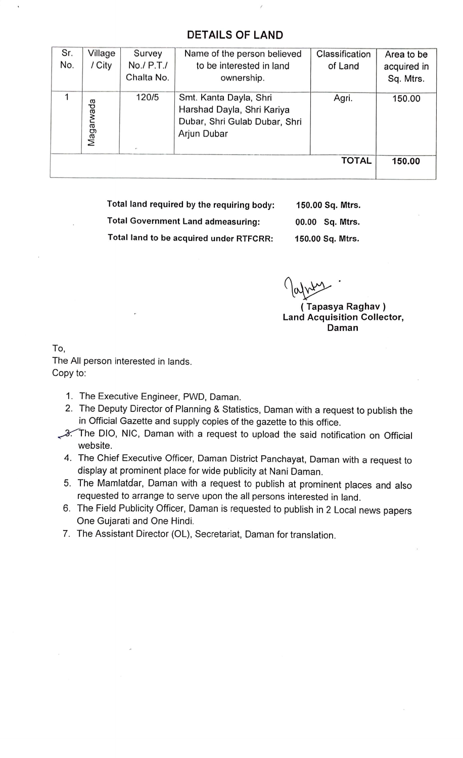## DETAILS OF LAND

| Sr. No. | Village / City | Survey No./ P.T./ Chalta No. | Name of the person believed to be interested in land ownership. | Classification of Land | Area to be acquired in Sq. Mtrs. |
|---|---|---|---|---|---|
| 1 | Magarwada | 120/5 | Smt. Kanta Dayla, Shri Harshad Dayla, Shri Kariya Dubar, Shri Gulab Dubar, Shri Arjun Dubar | Agri. | 150.00 |
| | | | | **TOTAL** | **150.00** |

**Total land required by the requiring body:** **150.00 Sq. Mtrs.**

**Total Government Land admeasuring:** **00.00 Sq. Mtrs.**

**Total land to be acquired under RTFCRR:** **150.00 Sq. Mtrs.**

**( Tapasya Raghav )**
**Land Acquisition Collector,**
**Daman**

To,
The All person interested in lands.
Copy to:

1. The Executive Engineer, PWD, Daman.
2. The Deputy Director of Planning & Statistics, Daman with a request to publish the in Official Gazette and supply copies of the gazette to this office.
3. The DIO, NIC, Daman with a request to upload the said notification on Official website.
4. The Chief Executive Officer, Daman District Panchayat, Daman with a request to display at prominent place for wide publicity at Nani Daman.
5. The Mamlatdar, Daman with a request to publish at prominent places and also requested to arrange to serve upon the all persons interested in land.
6. The Field Publicity Officer, Daman is requested to publish in 2 Local news papers One Gujarati and One Hindi.
7. The Assistant Director (OL), Secretariat, Daman for translation.